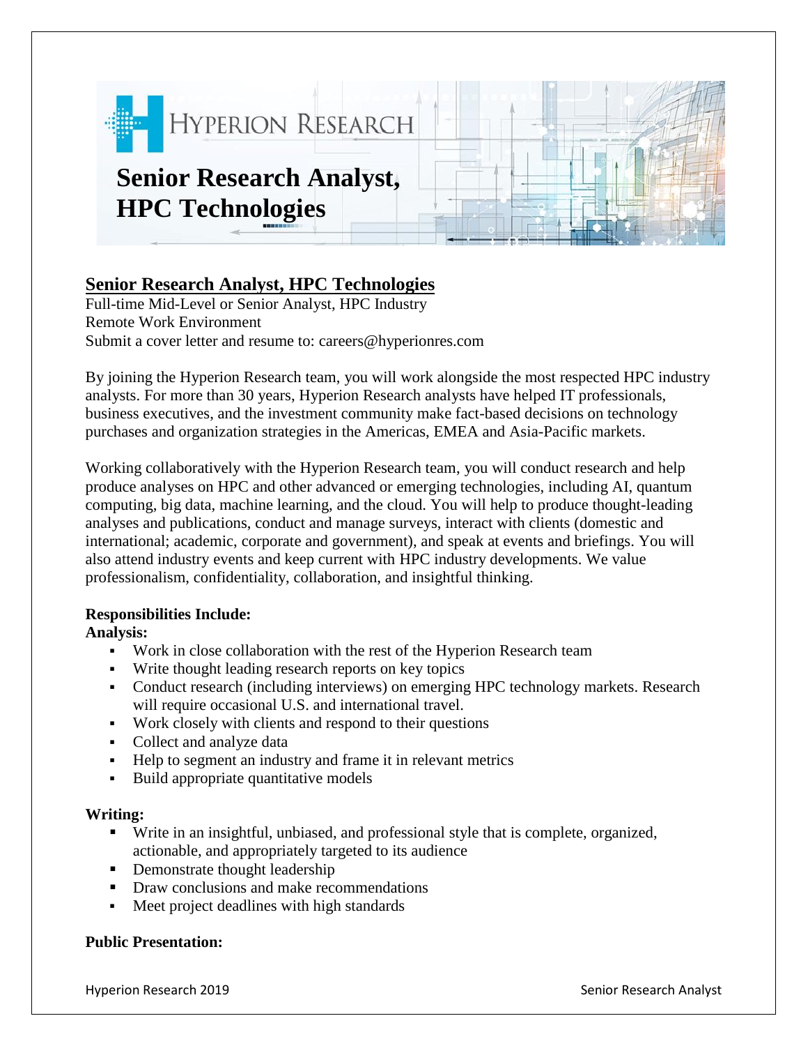HYPERION RESEARCH

# Senior Research Analyst, HPC Technologies

## Senior Research Analyst, HPC Technologies

Full-time Mid-Level or Senior Analyst, HPC Industry
Remote Work Environment
Submit a cover letter and resume to: careers@hyperionres.com

By joining the Hyperion Research team, you will work alongside the most respected HPC industry analysts. For more than 30 years, Hyperion Research analysts have helped IT professionals, business executives, and the investment community make fact-based decisions on technology purchases and organization strategies in the Americas, EMEA and Asia-Pacific markets.

Working collaboratively with the Hyperion Research team, you will conduct research and help produce analyses on HPC and other advanced or emerging technologies, including AI, quantum computing, big data, machine learning, and the cloud. You will help to produce thought-leading analyses and publications, conduct and manage surveys, interact with clients (domestic and international; academic, corporate and government), and speak at events and briefings. You will also attend industry events and keep current with HPC industry developments. We value professionalism, confidentiality, collaboration, and insightful thinking.

**Responsibilities Include:**

**Analysis:**

- Work in close collaboration with the rest of the Hyperion Research team
- Write thought leading research reports on key topics
- Conduct research (including interviews) on emerging HPC technology markets. Research will require occasional U.S. and international travel.
- Work closely with clients and respond to their questions
- Collect and analyze data
- Help to segment an industry and frame it in relevant metrics
- Build appropriate quantitative models

**Writing:**

- Write in an insightful, unbiased, and professional style that is complete, organized, actionable, and appropriately targeted to its audience
- Demonstrate thought leadership
- Draw conclusions and make recommendations
- Meet project deadlines with high standards

**Public Presentation:**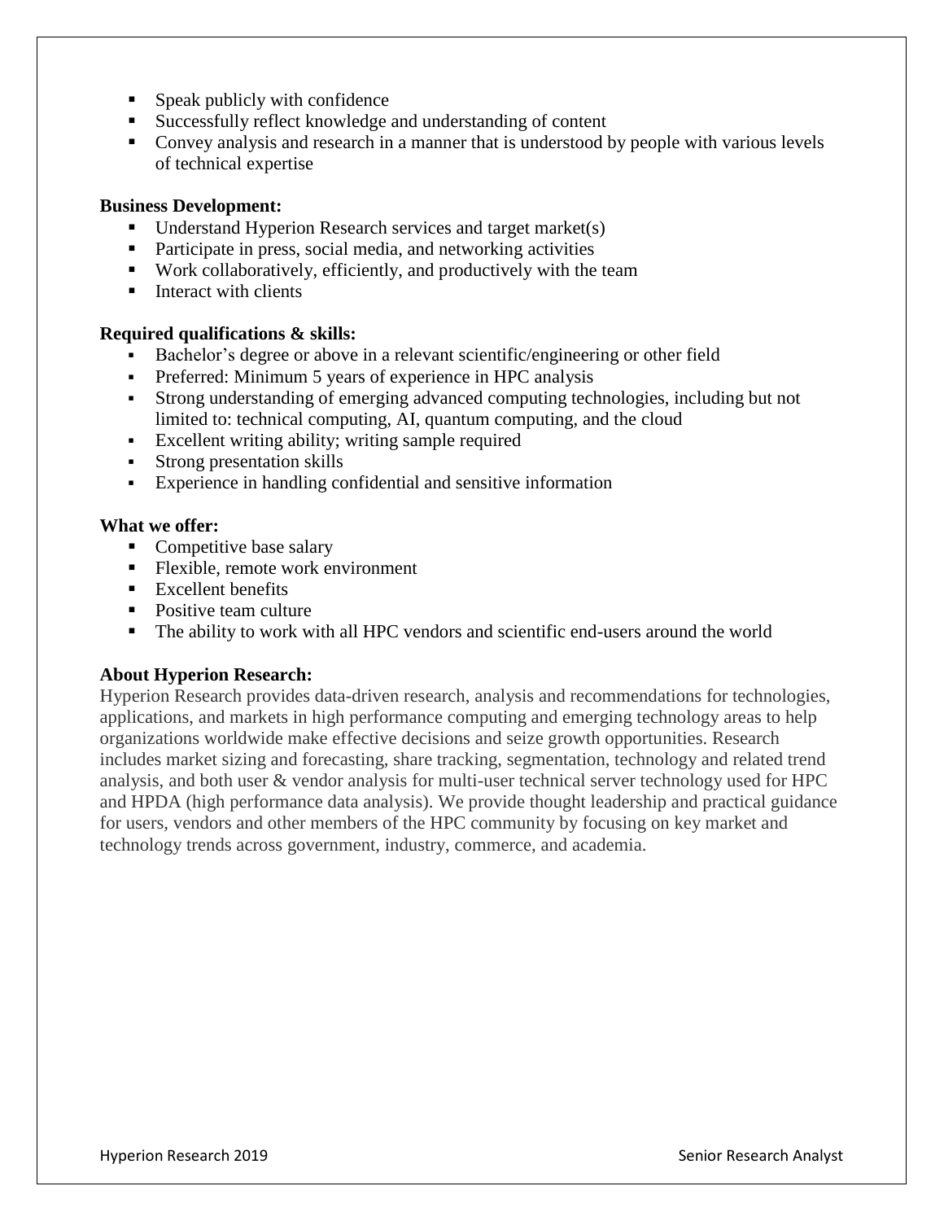- Speak publicly with confidence
- Successfully reflect knowledge and understanding of content
- Convey analysis and research in a manner that is understood by people with various levels of technical expertise

**Business Development:**

- Understand Hyperion Research services and target market(s)
- Participate in press, social media, and networking activities
- Work collaboratively, efficiently, and productively with the team
- Interact with clients

**Required qualifications & skills:**

- Bachelor's degree or above in a relevant scientific/engineering or other field
- Preferred: Minimum 5 years of experience in HPC analysis
- Strong understanding of emerging advanced computing technologies, including but not limited to: technical computing, AI, quantum computing, and the cloud
- Excellent writing ability; writing sample required
- Strong presentation skills
- Experience in handling confidential and sensitive information

**What we offer:**

- Competitive base salary
- Flexible, remote work environment
- Excellent benefits
- Positive team culture
- The ability to work with all HPC vendors and scientific end-users around the world

**About Hyperion Research:**

Hyperion Research provides data-driven research, analysis and recommendations for technologies, applications, and markets in high performance computing and emerging technology areas to help organizations worldwide make effective decisions and seize growth opportunities. Research includes market sizing and forecasting, share tracking, segmentation, technology and related trend analysis, and both user & vendor analysis for multi-user technical server technology used for HPC and HPDA (high performance data analysis). We provide thought leadership and practical guidance for users, vendors and other members of the HPC community by focusing on key market and technology trends across government, industry, commerce, and academia.